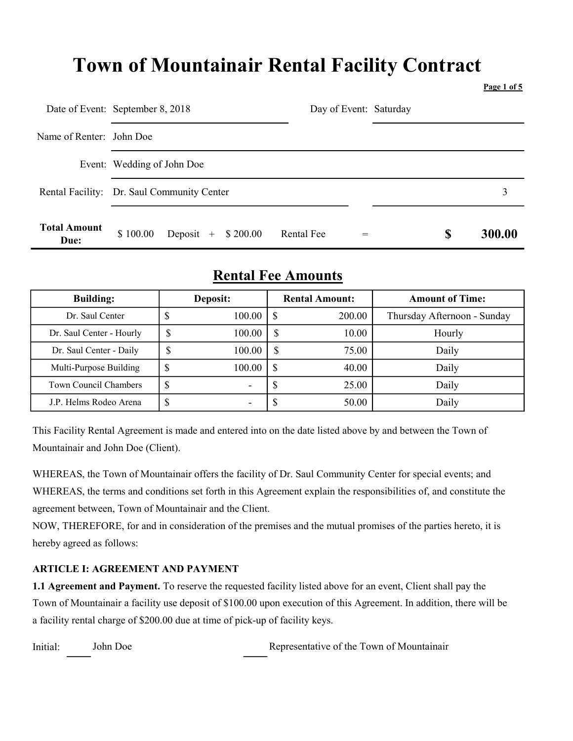# Town of Mountainair Rental Facility Contract

Date of Event: September 8, 2018 Day of Event: Saturday

Name of Renter: John Doe

Event: Wedding of John Doe

Rental Facility: Dr. Saul Community Center 3

**Total Amount Due:** $ 100.00 Deposit + $ 200.00 Rental Fee = **$ 300.00**

## Rental Fee Amounts

| Building: | Deposit: | Rental Amount: | Amount of Time: |
|---|---|---|---|
| Dr. Saul Center | $ 100.00 | $ 200.00 | Thursday Afternoon - Sunday |
| Dr. Saul Center - Hourly | $ 100.00 | $ 10.00 | Hourly |
| Dr. Saul Center - Daily | $ 100.00 | $ 75.00 | Daily |
| Multi-Purpose Building | $ 100.00 | $ 40.00 | Daily |
| Town Council Chambers | $ - | $ 25.00 | Daily |
| J.P. Helms Rodeo Arena | $ - | $ 50.00 | Daily |

This Facility Rental Agreement is made and entered into on the date listed above by and between the Town of Mountainair and John Doe (Client).

WHEREAS, the Town of Mountainair offers the facility of Dr. Saul Community Center for special events; and WHEREAS, the terms and conditions set forth in this Agreement explain the responsibilities of, and constitute the agreement between, Town of Mountainair and the Client.
NOW, THEREFORE, for and in consideration of the premises and the mutual promises of the parties hereto, it is hereby agreed as follows:

**ARTICLE I: AGREEMENT AND PAYMENT**

**1.1 Agreement and Payment.** To reserve the requested facility listed above for an event, Client shall pay the Town of Mountainair a facility use deposit of $100.00 upon execution of this Agreement. In addition, there will be a facility rental charge of $200.00 due at time of pick-up of facility keys.

Initial: ____ John Doe ____ Representative of the Town of Mountainair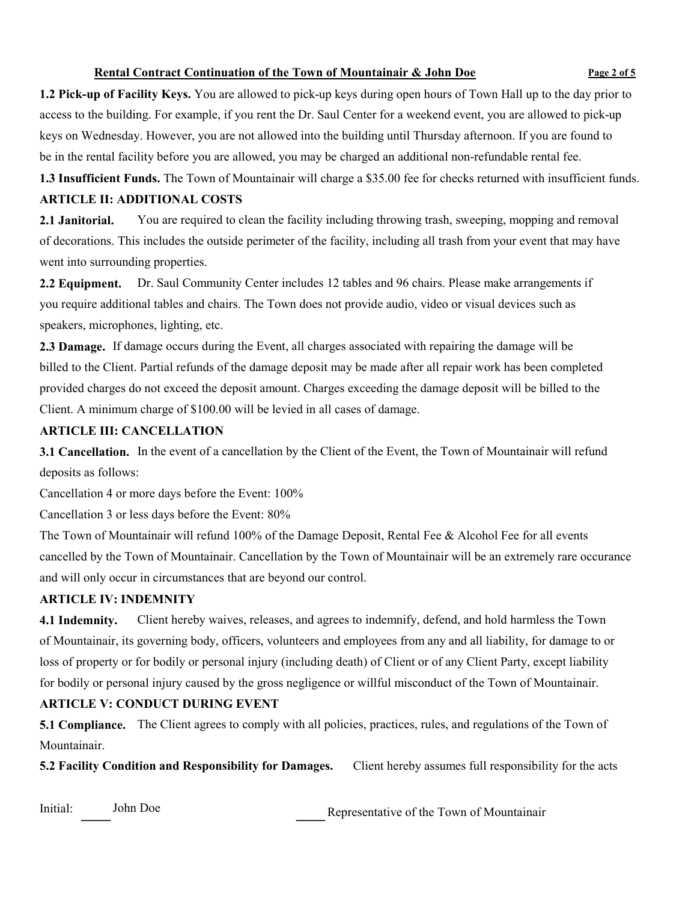**1.2 Pick-up of Facility Keys.** You are allowed to pick-up keys during open hours of Town Hall up to the day prior to access to the building. For example, if you rent the Dr. Saul Center for a weekend event, you are allowed to pick-up keys on Wednesday. However, you are not allowed into the building until Thursday afternoon. If you are found to be in the rental facility before you are allowed, you may be charged an additional non-refundable rental fee.

**1.3 Insufficient Funds.** The Town of Mountainair will charge a $35.00 fee for checks returned with insufficient funds.

## ARTICLE II: ADDITIONAL COSTS

**2.1 Janitorial.** You are required to clean the facility including throwing trash, sweeping, mopping and removal of decorations. This includes the outside perimeter of the facility, including all trash from your event that may have went into surrounding properties.

**2.2 Equipment.** Dr. Saul Community Center includes 12 tables and 96 chairs. Please make arrangements if you require additional tables and chairs. The Town does not provide audio, video or visual devices such as speakers, microphones, lighting, etc.

**2.3 Damage.** If damage occurs during the Event, all charges associated with repairing the damage will be billed to the Client. Partial refunds of the damage deposit may be made after all repair work has been completed provided charges do not exceed the deposit amount. Charges exceeding the damage deposit will be billed to the Client. A minimum charge of $100.00 will be levied in all cases of damage.

## ARTICLE III: CANCELLATION

**3.1 Cancellation.** In the event of a cancellation by the Client of the Event, the Town of Mountainair will refund deposits as follows:

Cancellation 4 or more days before the Event: 100%

Cancellation 3 or less days before the Event: 80%

The Town of Mountainair will refund 100% of the Damage Deposit, Rental Fee & Alcohol Fee for all events cancelled by the Town of Mountainair. Cancellation by the Town of Mountainair will be an extremely rare occurance and will only occur in circumstances that are beyond our control.

## ARTICLE IV: INDEMNITY

**4.1 Indemnity.** Client hereby waives, releases, and agrees to indemnify, defend, and hold harmless the Town of Mountainair, its governing body, officers, volunteers and employees from any and all liability, for damage to or loss of property or for bodily or personal injury (including death) of Client or of any Client Party, except liability for bodily or personal injury caused by the gross negligence or willful misconduct of the Town of Mountainair.

## ARTICLE V: CONDUCT DURING EVENT

**5.1 Compliance.** The Client agrees to comply with all policies, practices, rules, and regulations of the Town of Mountainair.

**5.2 Facility Condition and Responsibility for Damages.** Client hereby assumes full responsibility for the acts

Initial: ____ John Doe ____ Representative of the Town of Mountainair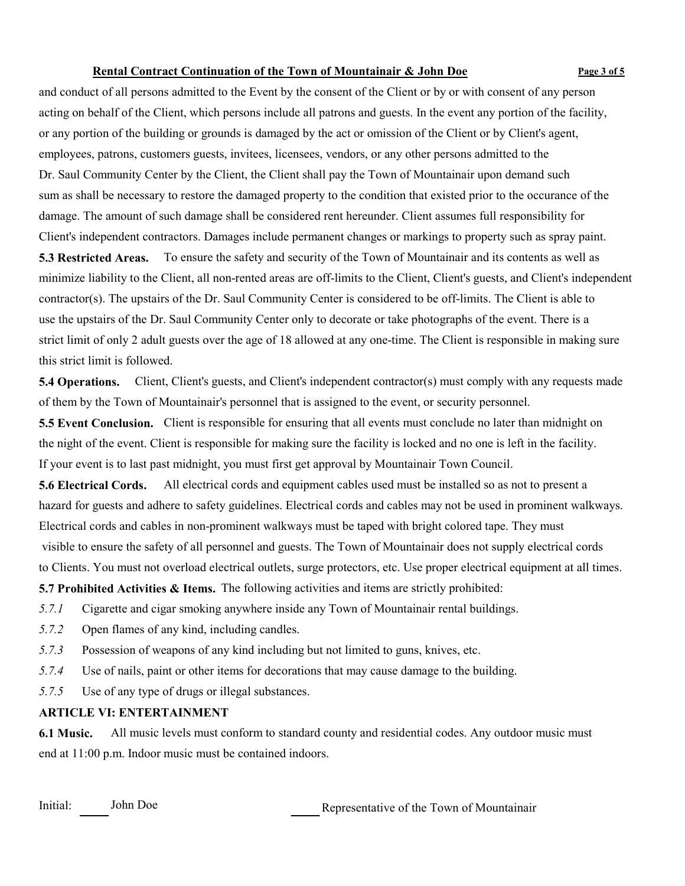and conduct of all persons admitted to the Event by the consent of the Client or by or with consent of any person acting on behalf of the Client, which persons include all patrons and guests. In the event any portion of the facility, or any portion of the building or grounds is damaged by the act or omission of the Client or by Client's agent, employees, patrons, customers guests, invitees, licensees, vendors, or any other persons admitted to the Dr. Saul Community Center by the Client, the Client shall pay the Town of Mountainair upon demand such sum as shall be necessary to restore the damaged property to the condition that existed prior to the occurance of the damage. The amount of such damage shall be considered rent hereunder. Client assumes full responsibility for Client's independent contractors. Damages include permanent changes or markings to property such as spray paint.

**5.3 Restricted Areas.** To ensure the safety and security of the Town of Mountainair and its contents as well as minimize liability to the Client, all non-rented areas are off-limits to the Client, Client's guests, and Client's independent contractor(s). The upstairs of the Dr. Saul Community Center is considered to be off-limits. The Client is able to use the upstairs of the Dr. Saul Community Center only to decorate or take photographs of the event. There is a strict limit of only 2 adult guests over the age of 18 allowed at any one-time. The Client is responsible in making sure this strict limit is followed.

**5.4 Operations.** Client, Client's guests, and Client's independent contractor(s) must comply with any requests made of them by the Town of Mountainair's personnel that is assigned to the event, or security personnel.

**5.5 Event Conclusion.** Client is responsible for ensuring that all events must conclude no later than midnight on the night of the event. Client is responsible for making sure the facility is locked and no one is left in the facility. If your event is to last past midnight, you must first get approval by Mountainair Town Council.

**5.6 Electrical Cords.** All electrical cords and equipment cables used must be installed so as not to present a hazard for guests and adhere to safety guidelines. Electrical cords and cables may not be used in prominent walkways. Electrical cords and cables in non-prominent walkways must be taped with bright colored tape. They must visible to ensure the safety of all personnel and guests. The Town of Mountainair does not supply electrical cords to Clients. You must not overload electrical outlets, surge protectors, etc. Use proper electrical equipment at all times.

**5.7 Prohibited Activities & Items.** The following activities and items are strictly prohibited:

*5.7.1* Cigarette and cigar smoking anywhere inside any Town of Mountainair rental buildings.

*5.7.2* Open flames of any kind, including candles.

*5.7.3* Possession of weapons of any kind including but not limited to guns, knives, etc.

*5.7.4* Use of nails, paint or other items for decorations that may cause damage to the building.

*5.7.5* Use of any type of drugs or illegal substances.

**ARTICLE VI: ENTERTAINMENT**

**6.1 Music.** All music levels must conform to standard county and residential codes. Any outdoor music must end at 11:00 p.m. Indoor music must be contained indoors.

Initial: _____ John Doe _____ Representative of the Town of Mountainair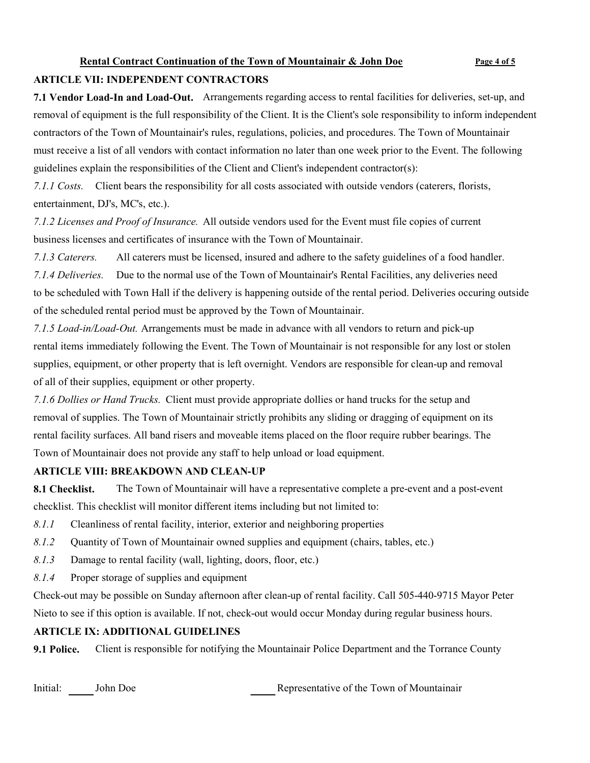**Rental Contract Continuation of the Town of Mountainair & John Doe**

## ARTICLE VII: INDEPENDENT CONTRACTORS

**7.1 Vendor Load-In and Load-Out.** Arrangements regarding access to rental facilities for deliveries, set-up, and removal of equipment is the full responsibility of the Client. It is the Client's sole responsibility to inform independent contractors of the Town of Mountainair's rules, regulations, policies, and procedures. The Town of Mountainair must receive a list of all vendors with contact information no later than one week prior to the Event. The following guidelines explain the responsibilities of the Client and Client's independent contractor(s):

*7.1.1 Costs.* Client bears the responsibility for all costs associated with outside vendors (caterers, florists, entertainment, DJ's, MC's, etc.).

*7.1.2 Licenses and Proof of Insurance.* All outside vendors used for the Event must file copies of current business licenses and certificates of insurance with the Town of Mountainair.

*7.1.3 Caterers.* All caterers must be licensed, insured and adhere to the safety guidelines of a food handler.

*7.1.4 Deliveries.* Due to the normal use of the Town of Mountainair's Rental Facilities, any deliveries need to be scheduled with Town Hall if the delivery is happening outside of the rental period. Deliveries occuring outside of the scheduled rental period must be approved by the Town of Mountainair.

*7.1.5 Load-in/Load-Out.* Arrangements must be made in advance with all vendors to return and pick-up rental items immediately following the Event. The Town of Mountainair is not responsible for any lost or stolen supplies, equipment, or other property that is left overnight. Vendors are responsible for clean-up and removal of all of their supplies, equipment or other property.

*7.1.6 Dollies or Hand Trucks.* Client must provide appropriate dollies or hand trucks for the setup and removal of supplies. The Town of Mountainair strictly prohibits any sliding or dragging of equipment on its rental facility surfaces. All band risers and moveable items placed on the floor require rubber bearings. The Town of Mountainair does not provide any staff to help unload or load equipment.

## ARTICLE VIII: BREAKDOWN AND CLEAN-UP

**8.1 Checklist.** The Town of Mountainair will have a representative complete a pre-event and a post-event checklist. This checklist will monitor different items including but not limited to:

*8.1.1* Cleanliness of rental facility, interior, exterior and neighboring properties

*8.1.2* Quantity of Town of Mountainair owned supplies and equipment (chairs, tables, etc.)

*8.1.3* Damage to rental facility (wall, lighting, doors, floor, etc.)

*8.1.4* Proper storage of supplies and equipment

Check-out may be possible on Sunday afternoon after clean-up of rental facility. Call 505-440-9715 Mayor Peter Nieto to see if this option is available. If not, check-out would occur Monday during regular business hours.

## ARTICLE IX: ADDITIONAL GUIDELINES

**9.1 Police.** Client is responsible for notifying the Mountainair Police Department and the Torrance County

Initial: _____ John Doe _____ Representative of the Town of Mountainair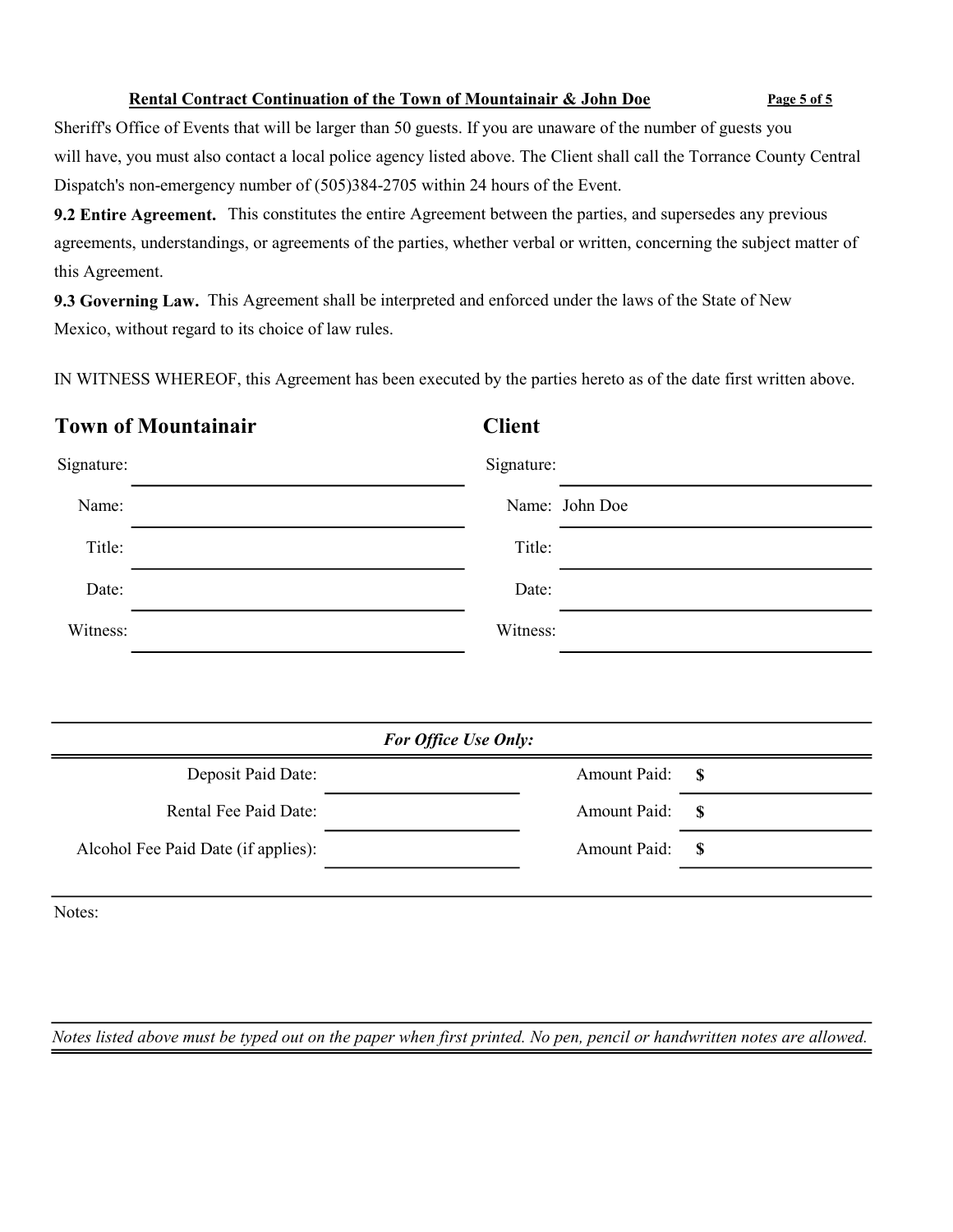Sheriff's Office of Events that will be larger than 50 guests. If you are unaware of the number of guests you will have, you must also contact a local police agency listed above. The Client shall call the Torrance County Central Dispatch's non-emergency number of (505)384-2705 within 24 hours of the Event.

**9.2 Entire Agreement.** This constitutes the entire Agreement between the parties, and supersedes any previous agreements, understandings, or agreements of the parties, whether verbal or written, concerning the subject matter of this Agreement.

**9.3 Governing Law.** This Agreement shall be interpreted and enforced under the laws of the State of New Mexico, without regard to its choice of law rules.

IN WITNESS WHEREOF, this Agreement has been executed by the parties hereto as of the date first written above.

| **Town of Mountainair** | | **Client** | |
|---|---|---|---|
| Signature: | | Signature: | |
| Name: | | Name: | John Doe |
| Title: | | Title: | |
| Date: | | Date: | |
| Witness: | | Witness: | |

***For Office Use Only:***

| | | | |
|---|---|---|---|
| Deposit Paid Date: | | Amount Paid: | **$** |
| Rental Fee Paid Date: | | Amount Paid: | **$** |
| Alcohol Fee Paid Date (if applies): | | Amount Paid: | **$** |

Notes:

*Notes listed above must be typed out on the paper when first printed. No pen, pencil or handwritten notes are allowed.*